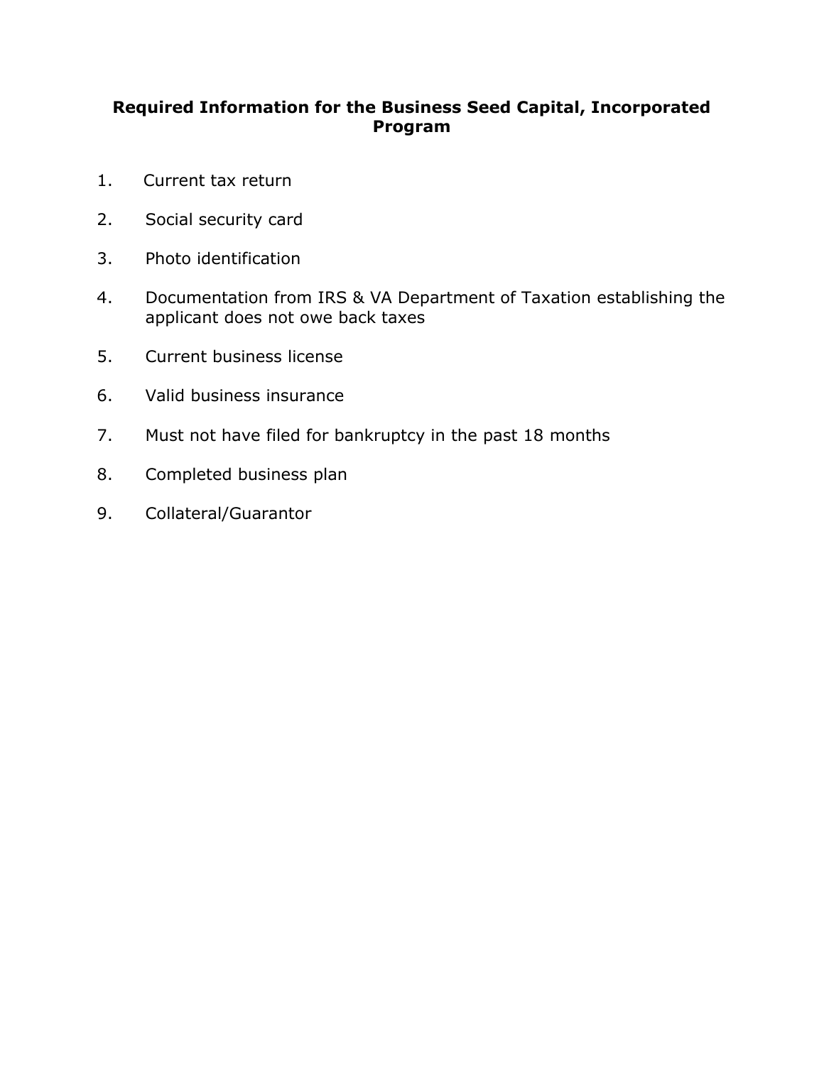# Required Information for the Business Seed Capital, Incorporated Program

1. Current tax return
2. Social security card
3. Photo identification
4. Documentation from IRS & VA Department of Taxation establishing the applicant does not owe back taxes
5. Current business license
6. Valid business insurance
7. Must not have filed for bankruptcy in the past 18 months
8. Completed business plan
9. Collateral/Guarantor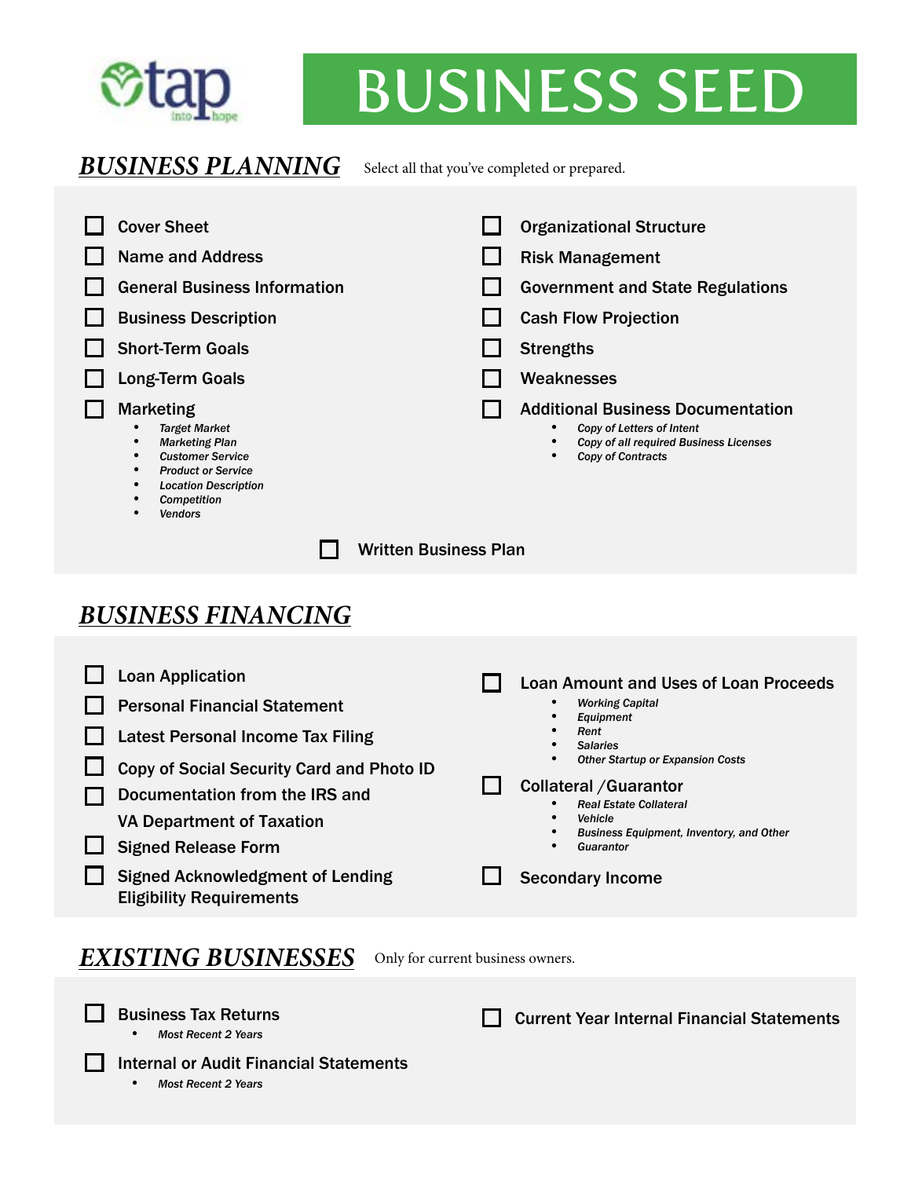tap into hope

# BUSINESS SEED

## *BUSINESS PLANNING*

Select all that you've completed or prepared.

- [ ] Cover Sheet
- [ ] Name and Address
- [ ] General Business Information
- [ ] Business Description
- [ ] Short-Term Goals
- [ ] Long-Term Goals
- [ ] Marketing
    - *Target Market*
    - *Marketing Plan*
    - *Customer Service*
    - *Product or Service*
    - *Location Description*
    - *Competition*
    - *Vendors*
- [ ] Organizational Structure
- [ ] Risk Management
- [ ] Government and State Regulations
- [ ] Cash Flow Projection
- [ ] Strengths
- [ ] Weaknesses
- [ ] Additional Business Documentation
    - *Copy of Letters of Intent*
    - *Copy of all required Business Licenses*
    - *Copy of Contracts*
- [ ] Written Business Plan

## *BUSINESS FINANCING*

- [ ] Loan Application
- [ ] Personal Financial Statement
- [ ] Latest Personal Income Tax Filing
- [ ] Copy of Social Security Card and Photo ID
- [ ] Documentation from the IRS and VA Department of Taxation
- [ ] Signed Release Form
- [ ] Signed Acknowledgment of Lending Eligibility Requirements
- [ ] Loan Amount and Uses of Loan Proceeds
    - *Working Capital*
    - *Equipment*
    - *Rent*
    - *Salaries*
    - *Other Startup or Expansion Costs*
- [ ] Collateral /Guarantor
    - *Real Estate Collateral*
    - *Vehicle*
    - *Business Equipment, Inventory, and Other*
    - *Guarantor*
- [ ] Secondary Income

## *EXISTING BUSINESSES*

Only for current business owners.

- [ ] Business Tax Returns
    - *Most Recent 2 Years*
- [ ] Internal or Audit Financial Statements
    - *Most Recent 2 Years*
- [ ] Current Year Internal Financial Statements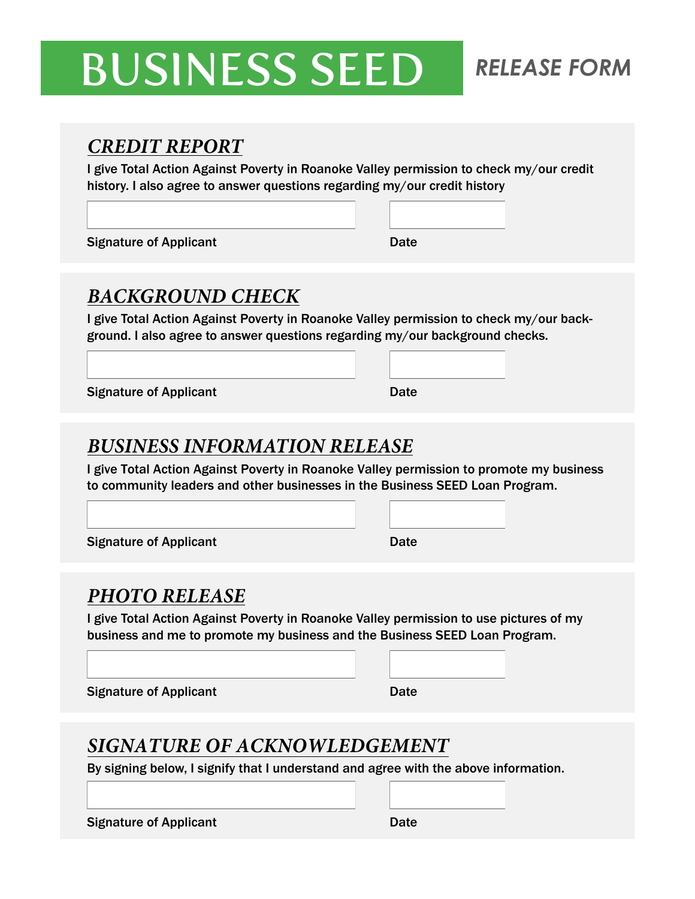# BUSINESS SEED

## *RELEASE FORM*

### *CREDIT REPORT*

I give Total Action Against Poverty in Roanoke Valley permission to check my/our credit history. I also agree to answer questions regarding my/our credit history

Signature of Applicant

Date

### *BACKGROUND CHECK*

I give Total Action Against Poverty in Roanoke Valley permission to check my/our background. I also agree to answer questions regarding my/our background checks.

Signature of Applicant

Date

### *BUSINESS INFORMATION RELEASE*

I give Total Action Against Poverty in Roanoke Valley permission to promote my business to community leaders and other businesses in the Business SEED Loan Program.

Signature of Applicant

Date

### *PHOTO RELEASE*

I give Total Action Against Poverty in Roanoke Valley permission to use pictures of my business and me to promote my business and the Business SEED Loan Program.

Signature of Applicant

Date

### *SIGNATURE OF ACKNOWLEDGEMENT*

By signing below, I signify that I understand and agree with the above information.

Signature of Applicant

Date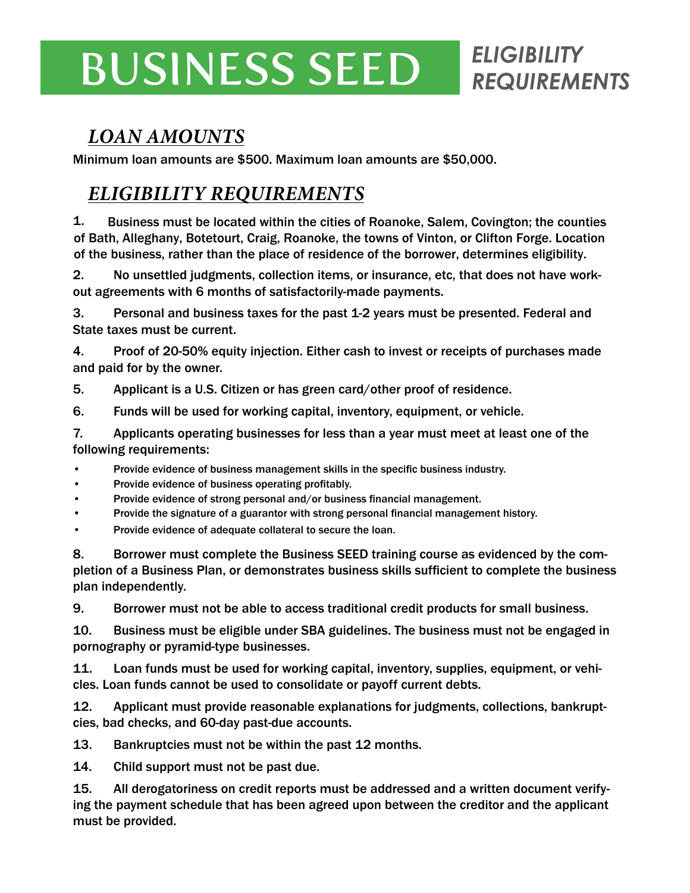# BUSINESS SEED *ELIGIBILITY REQUIREMENTS*

## *LOAN AMOUNTS*

Minimum loan amounts are $500. Maximum loan amounts are $50,000.

## *ELIGIBILITY REQUIREMENTS*

1. Business must be located within the cities of Roanoke, Salem, Covington; the counties of Bath, Alleghany, Botetourt, Craig, Roanoke, the towns of Vinton, or Clifton Forge. Location of the business, rather than the place of residence of the borrower, determines eligibility.

2. No unsettled judgments, collection items, or insurance, etc, that does not have work-out agreements with 6 months of satisfactorily-made payments.

3. Personal and business taxes for the past 1-2 years must be presented. Federal and State taxes must be current.

4. Proof of 20-50% equity injection. Either cash to invest or receipts of purchases made and paid for by the owner.

5. Applicant is a U.S. Citizen or has green card/other proof of residence.

6. Funds will be used for working capital, inventory, equipment, or vehicle.

7. Applicants operating businesses for less than a year must meet at least one of the following requirements:
   - Provide evidence of business management skills in the specific business industry.
   - Provide evidence of business operating profitably.
   - Provide evidence of strong personal and/or business financial management.
   - Provide the signature of a guarantor with strong personal financial management history.
   - Provide evidence of adequate collateral to secure the loan.

8. Borrower must complete the Business SEED training course as evidenced by the completion of a Business Plan, or demonstrates business skills sufficient to complete the business plan independently.

9. Borrower must not be able to access traditional credit products for small business.

10. Business must be eligible under SBA guidelines. The business must not be engaged in pornography or pyramid-type businesses.

11. Loan funds must be used for working capital, inventory, supplies, equipment, or vehicles. Loan funds cannot be used to consolidate or payoff current debts.

12. Applicant must provide reasonable explanations for judgments, collections, bankruptcies, bad checks, and 60-day past-due accounts.

13. Bankruptcies must not be within the past 12 months.

14. Child support must not be past due.

15. All derogatoriness on credit reports must be addressed and a written document verifying the payment schedule that has been agreed upon between the creditor and the applicant must be provided.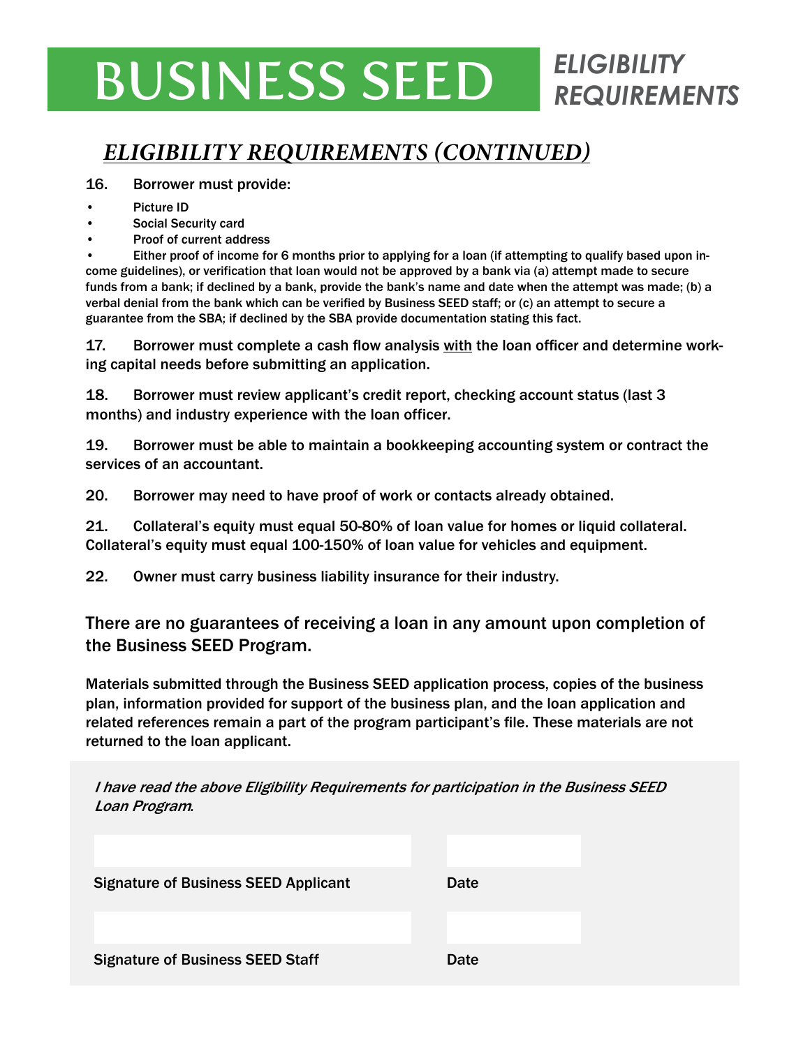# BUSINESS SEED *ELIGIBILITY REQUIREMENTS*

## *ELIGIBILITY REQUIREMENTS (CONTINUED)*

16. Borrower must provide:

- Picture ID
- Social Security card
- Proof of current address
- Either proof of income for 6 months prior to applying for a loan (if attempting to qualify based upon income guidelines), or verification that loan would not be approved by a bank via (a) attempt made to secure funds from a bank; if declined by a bank, provide the bank's name and date when the attempt was made; (b) a verbal denial from the bank which can be verified by Business SEED staff; or (c) an attempt to secure a guarantee from the SBA; if declined by the SBA provide documentation stating this fact.

17. Borrower must complete a cash flow analysis <u>with</u> the loan officer and determine working capital needs before submitting an application.

18. Borrower must review applicant's credit report, checking account status (last 3 months) and industry experience with the loan officer.

19. Borrower must be able to maintain a bookkeeping accounting system or contract the services of an accountant.

20. Borrower may need to have proof of work or contacts already obtained.

21. Collateral's equity must equal 50-80% of loan value for homes or liquid collateral. Collateral's equity must equal 100-150% of loan value for vehicles and equipment.

22. Owner must carry business liability insurance for their industry.

There are no guarantees of receiving a loan in any amount upon completion of the Business SEED Program.

Materials submitted through the Business SEED application process, copies of the business plan, information provided for support of the business plan, and the loan application and related references remain a part of the program participant's file. These materials are not returned to the loan applicant.

*I have read the above Eligibility Requirements for participation in the Business SEED Loan Program.*

Signature of Business SEED Applicant Date

Signature of Business SEED Staff Date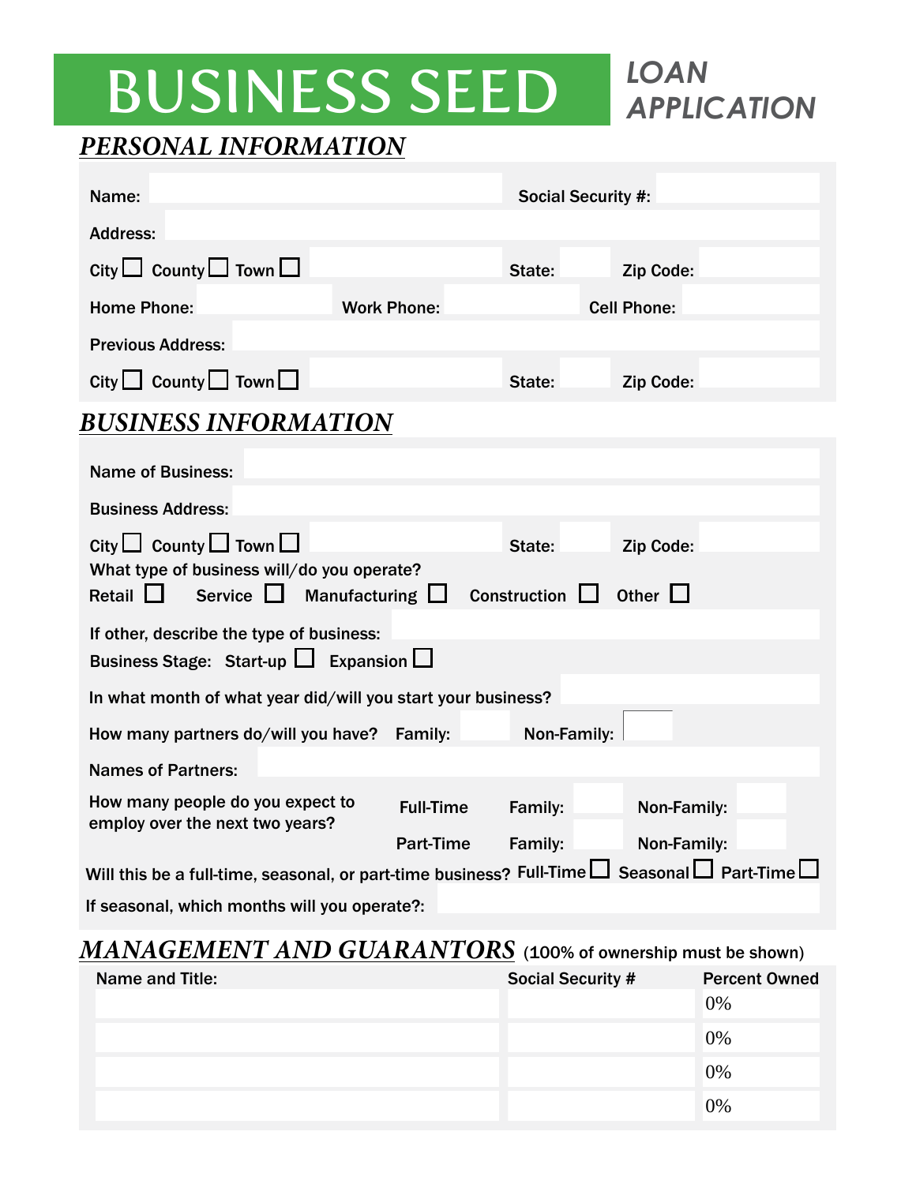# BUSINESS SEED LOAN APPLICATION

## PERSONAL INFORMATION

Name:  Social Security #:

Address:

City ☐ County ☐ Town ☐  State:  Zip Code:

Home Phone:  Work Phone:  Cell Phone:

Previous Address:

City ☐ County ☐ Town ☐  State:  Zip Code:

## BUSINESS INFORMATION

Name of Business:

Business Address:

City ☐ County ☐ Town ☐  State:  Zip Code:

What type of business will/do you operate?

Retail ☐ Service ☐ Manufacturing ☐ Construction ☐ Other ☐

If other, describe the type of business:

Business Stage: Start-up ☐ Expansion ☐

In what month of what year did/will you start your business?

How many partners do/will you have? Family:  Non-Family:

Names of Partners:

How many people do you expect to employ over the next two years?

Full-Time Family:  Non-Family:

Part-Time Family:  Non-Family:

Will this be a full-time, seasonal, or part-time business? Full-Time ☐ Seasonal ☐ Part-Time ☐

If seasonal, which months will you operate?:

## MANAGEMENT AND GUARANTORS (100% of ownership must be shown)

| Name and Title: | Social Security # | Percent Owned |
|---|---|---|
| | | 0% |
| | | 0% |
| | | 0% |
| | | 0% |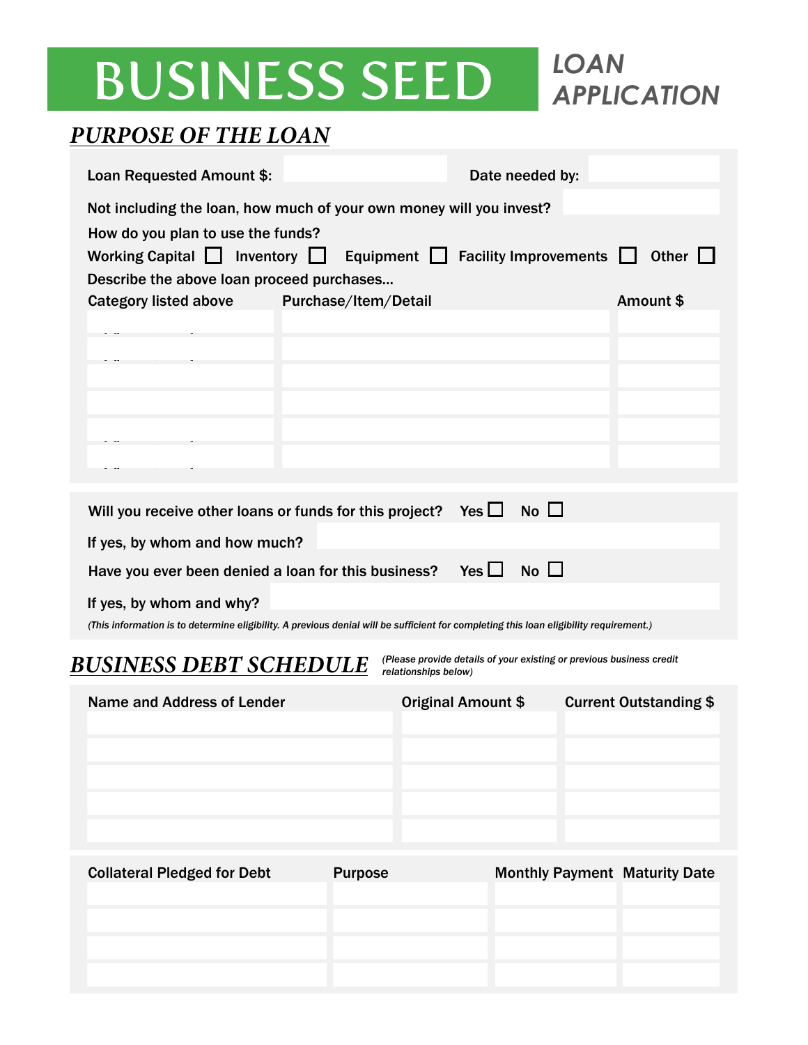# BUSINESS SEED

## LOAN APPLICATION

## PURPOSE OF THE LOAN

Loan Requested Amount $: ____________ Date needed by: ____________

Not including the loan, how much of your own money will you invest? ____________

How do you plan to use the funds?

Working Capital ☐ Inventory ☐ Equipment ☐ Facility Improvements ☐ Other ☐

Describe the above loan proceed purchases...

| Category listed above | Purchase/Item/Detail | Amount $ |
|---|---|---|
| | | |
| | | |
| | | |
| | | |
| | | |
| | | |

Will you receive other loans or funds for this project? Yes ☐ No ☐

If yes, by whom and how much? ____________

Have you ever been denied a loan for this business? Yes ☐ No ☐

If yes, by whom and why? ____________

*(This information is to determine eligibility. A previous denial will be sufficient for completing this loan eligibility requirement.)*

## BUSINESS DEBT SCHEDULE

*(Please provide details of your existing or previous business credit relationships below)*

| Name and Address of Lender | Original Amount $ | Current Outstanding $ |
|---|---|---|
| | | |
| | | |
| | | |
| | | |
| | | |

| Collateral Pledged for Debt | Purpose | Monthly Payment | Maturity Date |
|---|---|---|---|
| | | | |
| | | | |
| | | | |
| | | | |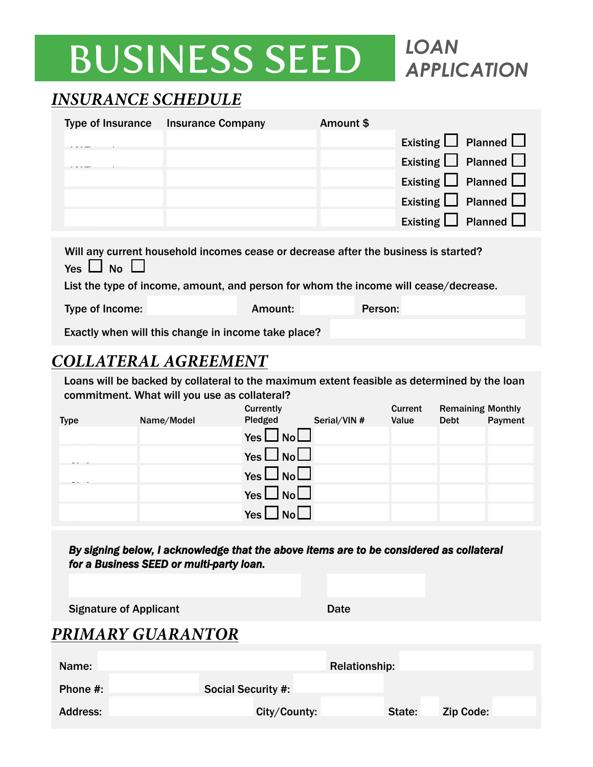# BUSINESS SEED

*LOAN APPLICATION*

## *INSURANCE SCHEDULE*

| Type of Insurance | Insurance Company | Amount $ | |
|---|---|---|---|
| | | | Existing ☐ Planned ☐ |
| | | | Existing ☐ Planned ☐ |
| | | | Existing ☐ Planned ☐ |
| | | | Existing ☐ Planned ☐ |
| | | | Existing ☐ Planned ☐ |

Will any current household incomes cease or decrease after the business is started?

Yes ☐ No ☐

List the type of income, amount, and person for whom the income will cease/decrease.

Type of Income: ______ Amount: ______ Person: ______

Exactly when will this change in income take place? ______

## *COLLATERAL AGREEMENT*

Loans will be backed by collateral to the maximum extent feasible as determined by the loan commitment. What will you use as collateral?

| Type | Name/Model | Currently Pledged | Serial/VIN # | Current Value | Remaining Debt | Monthly Payment |
|---|---|---|---|---|---|---|
| | | Yes ☐ No ☐ | | | | |
| | | Yes ☐ No ☐ | | | | |
| | | Yes ☐ No ☐ | | | | |
| | | Yes ☐ No ☐ | | | | |
| | | Yes ☐ No ☐ | | | | |

***By signing below, I acknowledge that the above items are to be considered as collateral for a Business SEED or multi-party loan.***

Signature of Applicant ______ Date ______

## *PRIMARY GUARANTOR*

Name: ______ Relationship: ______

Phone #: ______ Social Security #: ______

Address: ______ City/County: ______ State: ______ Zip Code: ______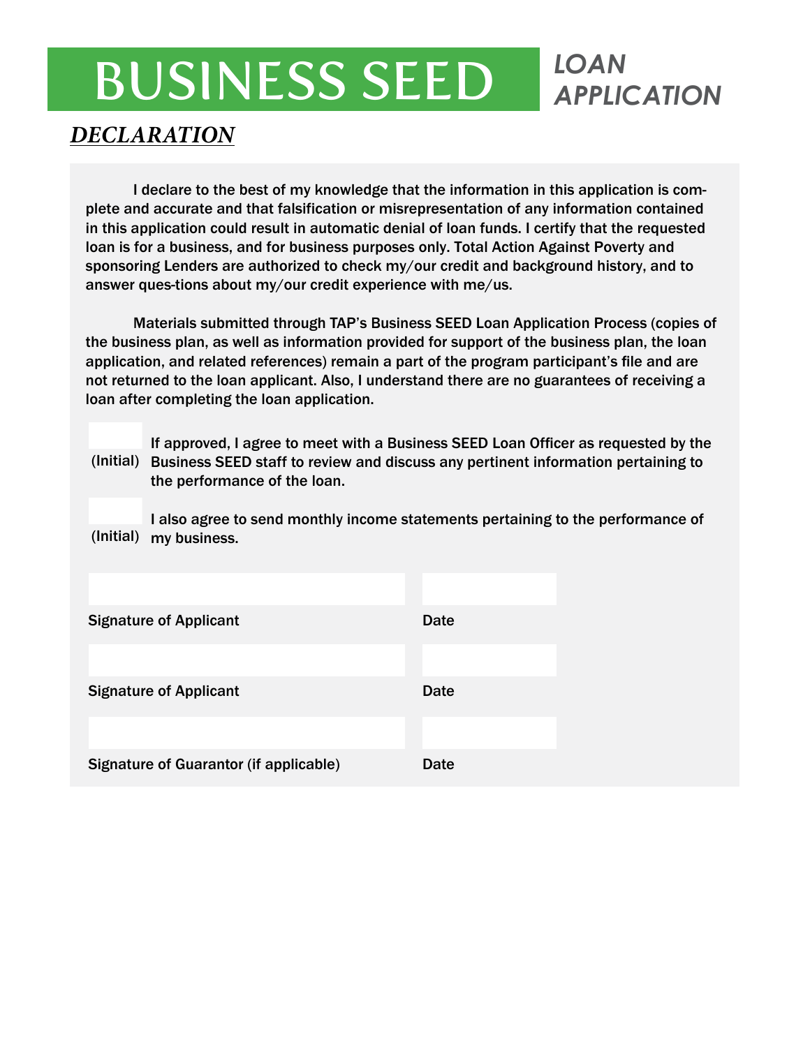# BUSINESS SEED *LOAN APPLICATION*

## ***DECLARATION***

I declare to the best of my knowledge that the information in this application is complete and accurate and that falsification or misrepresentation of any information contained in this application could result in automatic denial of loan funds. I certify that the requested loan is for a business, and for business purposes only. Total Action Against Poverty and sponsoring Lenders are authorized to check my/our credit and background history, and to answer ques-tions about my/our credit experience with me/us.

Materials submitted through TAP's Business SEED Loan Application Process (copies of the business plan, as well as information provided for support of the business plan, the loan application, and related references) remain a part of the program participant's file and are not returned to the loan applicant. Also, I understand there are no guarantees of receiving a loan after completing the loan application.

______ (Initial) If approved, I agree to meet with a Business SEED Loan Officer as requested by the Business SEED staff to review and discuss any pertinent information pertaining to the performance of the loan.

______ (Initial) I also agree to send monthly income statements pertaining to the performance of my business.

| | |
|---|---|
| Signature of Applicant | Date |
| Signature of Applicant | Date |
| Signature of Guarantor (if applicable) | Date |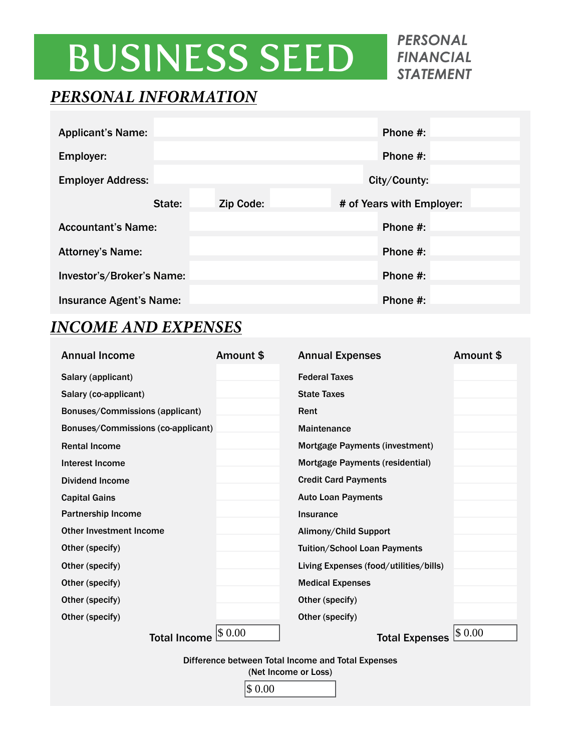# BUSINESS SEED

***PERSONAL FINANCIAL STATEMENT***

## *PERSONAL INFORMATION*

| | | | |
|---|---|---|---|
| **Applicant's Name:** | | **Phone #:** | |
| **Employer:** | | **Phone #:** | |
| **Employer Address:** | | **City/County:** | |
| **State:** | **Zip Code:** | **# of Years with Employer:** | |
| **Accountant's Name:** | | **Phone #:** | |
| **Attorney's Name:** | | **Phone #:** | |
| **Investor's/Broker's Name:** | | **Phone #:** | |
| **Insurance Agent's Name:** | | **Phone #:** | |

## *INCOME AND EXPENSES*

| Annual Income | Amount $ | Annual Expenses | Amount $ |
|---|---|---|---|
| Salary (applicant) | | Federal Taxes | |
| Salary (co-applicant) | | State Taxes | |
| Bonuses/Commissions (applicant) | | Rent | |
| Bonuses/Commissions (co-applicant) | | Maintenance | |
| Rental Income | | Mortgage Payments (investment) | |
| Interest Income | | Mortgage Payments (residential) | |
| Dividend Income | | Credit Card Payments | |
| Capital Gains | | Auto Loan Payments | |
| Partnership Income | | Insurance | |
| Other Investment Income | | Alimony/Child Support | |
| Other (specify) | | Tuition/School Loan Payments | |
| Other (specify) | | Living Expenses (food/utilities/bills) | |
| Other (specify) | | Medical Expenses | |
| Other (specify) | | Other (specify) | |
| Other (specify) | | Other (specify) | |
| **Total Income** | $ 0.00 | **Total Expenses** | $ 0.00 |

Difference between Total Income and Total Expenses
(Net Income or Loss)

$ 0.00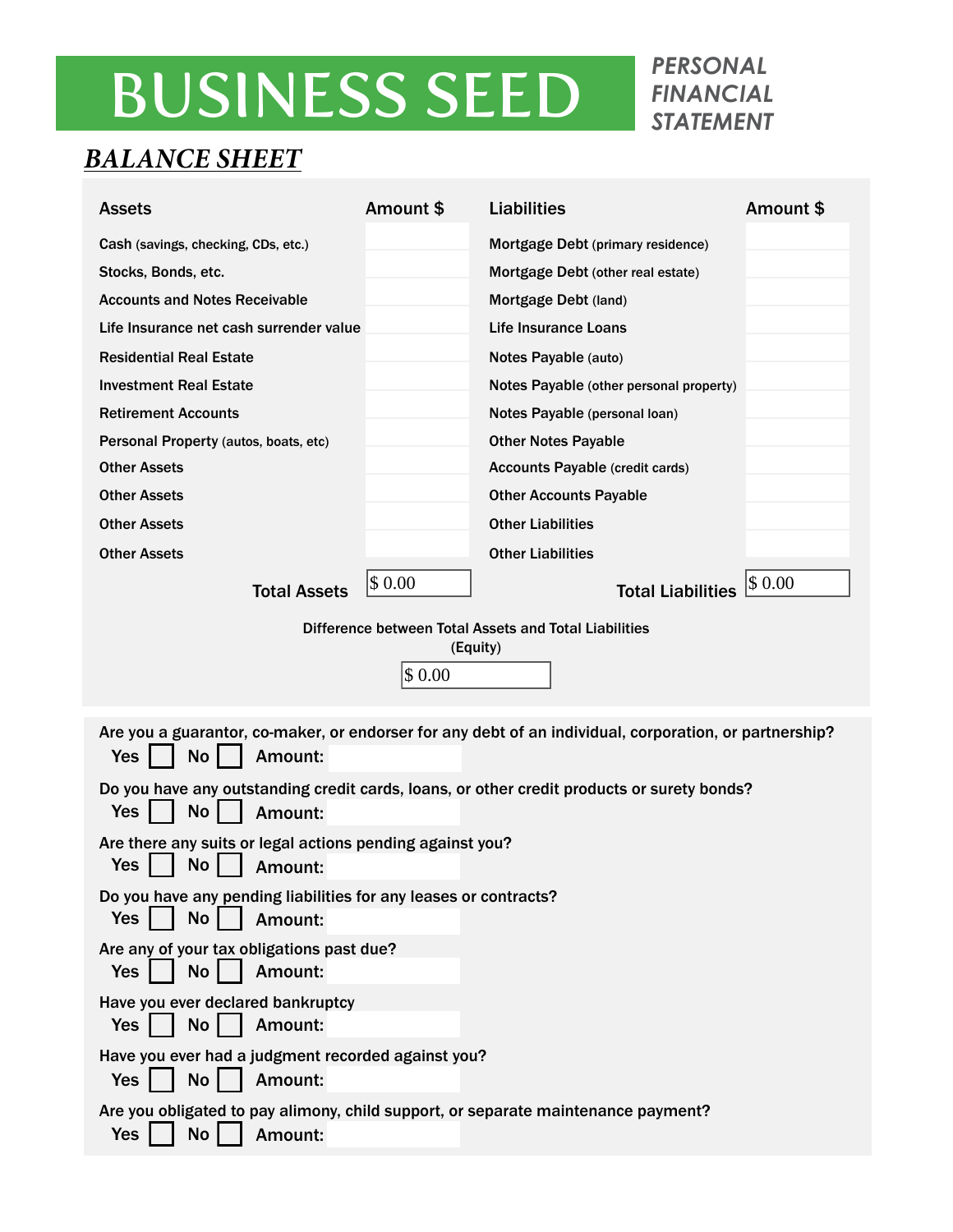# BUSINESS SEED

*PERSONAL FINANCIAL STATEMENT*

## ***BALANCE SHEET***

| Assets | Amount $ | Liabilities | Amount $ |
|---|---|---|---|
| Cash (savings, checking, CDs, etc.) | | Mortgage Debt (primary residence) | |
| Stocks, Bonds, etc. | | Mortgage Debt (other real estate) | |
| Accounts and Notes Receivable | | Mortgage Debt (land) | |
| Life Insurance net cash surrender value | | Life Insurance Loans | |
| Residential Real Estate | | Notes Payable (auto) | |
| Investment Real Estate | | Notes Payable (other personal property) | |
| Retirement Accounts | | Notes Payable (personal loan) | |
| Personal Property (autos, boats, etc) | | Other Notes Payable | |
| Other Assets | | Accounts Payable (credit cards) | |
| Other Assets | | Other Accounts Payable | |
| Other Assets | | Other Liabilities | |
| Other Assets | | Other Liabilities | |
| **Total Assets** | $ 0.00 | **Total Liabilities** | $ 0.00 |

Difference between Total Assets and Total Liabilities (Equity)

$ 0.00

Are you a guarantor, co-maker, or endorser for any debt of an individual, corporation, or partnership?
Yes ☐ No ☐ Amount:

Do you have any outstanding credit cards, loans, or other credit products or surety bonds?
Yes ☐ No ☐ Amount:

Are there any suits or legal actions pending against you?
Yes ☐ No ☐ Amount:

Do you have any pending liabilities for any leases or contracts?
Yes ☐ No ☐ Amount:

Are any of your tax obligations past due?
Yes ☐ No ☐ Amount:

Have you ever declared bankruptcy
Yes ☐ No ☐ Amount:

Have you ever had a judgment recorded against you?
Yes ☐ No ☐ Amount:

Are you obligated to pay alimony, child support, or separate maintenance payment?
Yes ☐ No ☐ Amount: